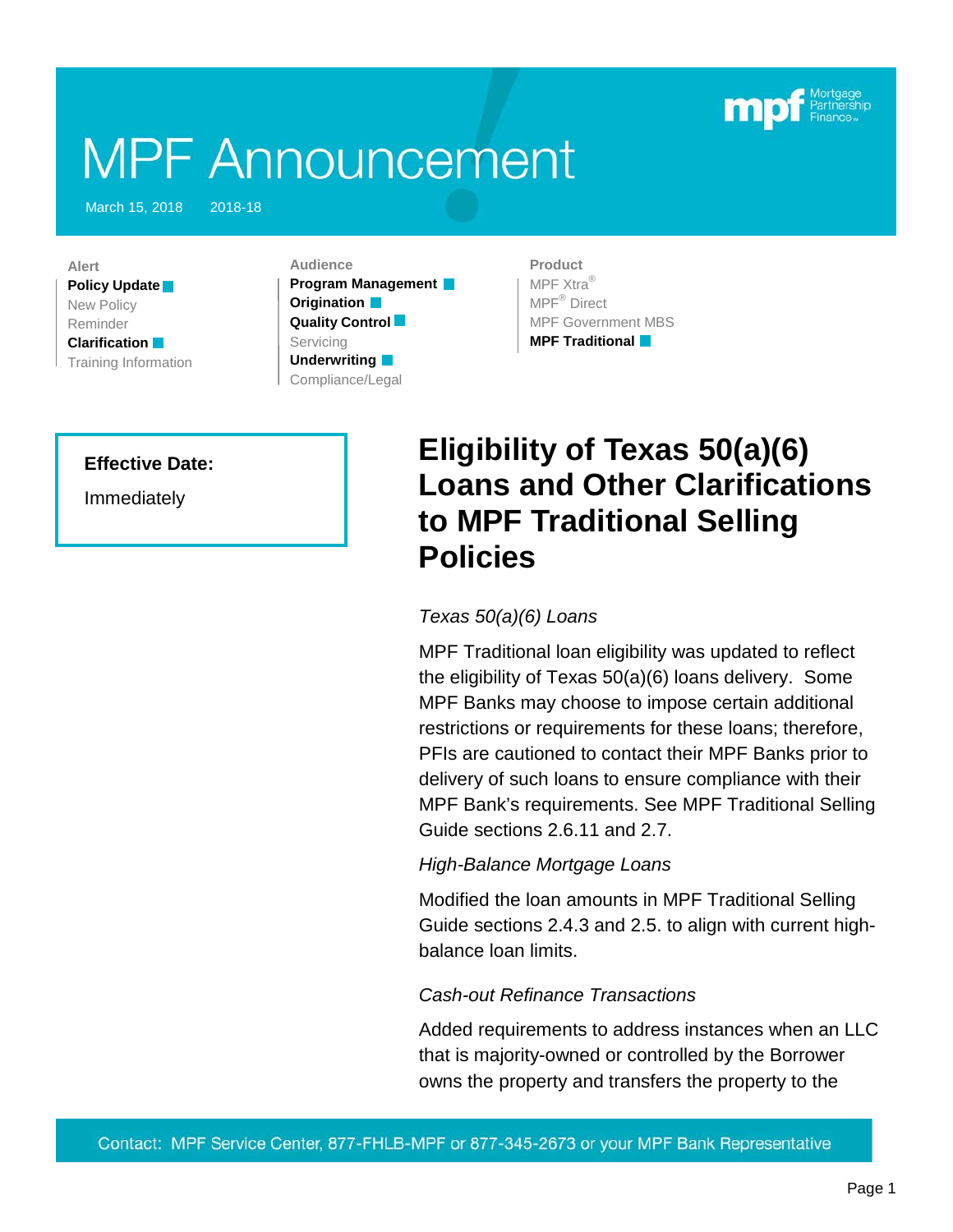# MPF Announcement

March 15, 2018 2018-18

**Alert**
**Policy Update**
New Policy
Reminder
**Clarification**
Training Information

**Audience**
**Program Management**
**Origination**
**Quality Control**
Servicing
**Underwriting**
Compliance/Legal

**Product**
MPF Xtra®
MPF® Direct
MPF Government MBS
**MPF Traditional**

**Effective Date:**

Immediately

## Eligibility of Texas 50(a)(6) Loans and Other Clarifications to MPF Traditional Selling Policies

*Texas 50(a)(6) Loans*

MPF Traditional loan eligibility was updated to reflect the eligibility of Texas 50(a)(6) loans delivery. Some MPF Banks may choose to impose certain additional restrictions or requirements for these loans; therefore, PFIs are cautioned to contact their MPF Banks prior to delivery of such loans to ensure compliance with their MPF Bank's requirements. See MPF Traditional Selling Guide sections 2.6.11 and 2.7.

*High-Balance Mortgage Loans*

Modified the loan amounts in MPF Traditional Selling Guide sections 2.4.3 and 2.5. to align with current high-balance loan limits.

*Cash-out Refinance Transactions*

Added requirements to address instances when an LLC that is majority-owned or controlled by the Borrower owns the property and transfers the property to the

Contact: MPF Service Center, 877-FHLB-MPF or 877-345-2673 or your MPF Bank Representative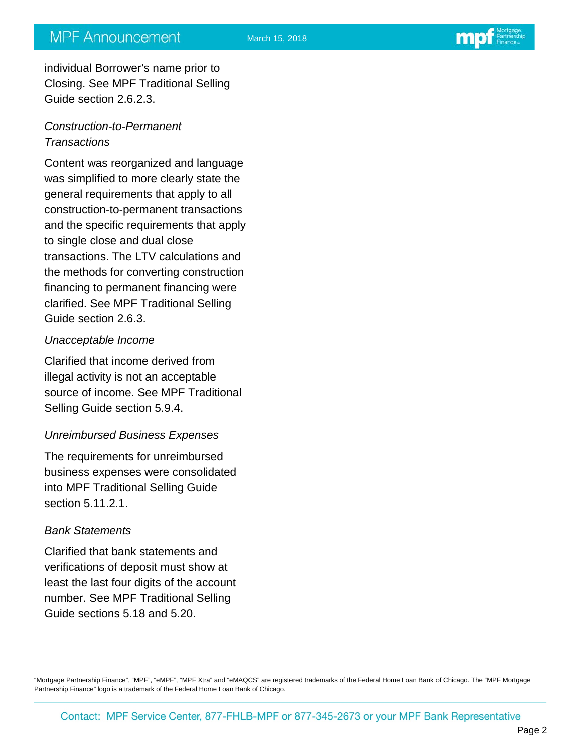individual Borrower's name prior to Closing. See MPF Traditional Selling Guide section 2.6.2.3.

*Construction-to-Permanent Transactions*

Content was reorganized and language was simplified to more clearly state the general requirements that apply to all construction-to-permanent transactions and the specific requirements that apply to single close and dual close transactions. The LTV calculations and the methods for converting construction financing to permanent financing were clarified. See MPF Traditional Selling Guide section 2.6.3.

*Unacceptable Income*

Clarified that income derived from illegal activity is not an acceptable source of income. See MPF Traditional Selling Guide section 5.9.4.

*Unreimbursed Business Expenses*

The requirements for unreimbursed business expenses were consolidated into MPF Traditional Selling Guide section 5.11.2.1.

*Bank Statements*

Clarified that bank statements and verifications of deposit must show at least the last four digits of the account number. See MPF Traditional Selling Guide sections 5.18 and 5.20.

"Mortgage Partnership Finance", "MPF", "eMPF", "MPF Xtra" and "eMAQCS" are registered trademarks of the Federal Home Loan Bank of Chicago. The "MPF Mortgage Partnership Finance" logo is a trademark of the Federal Home Loan Bank of Chicago.

Contact: MPF Service Center, 877-FHLB-MPF or 877-345-2673 or your MPF Bank Representative